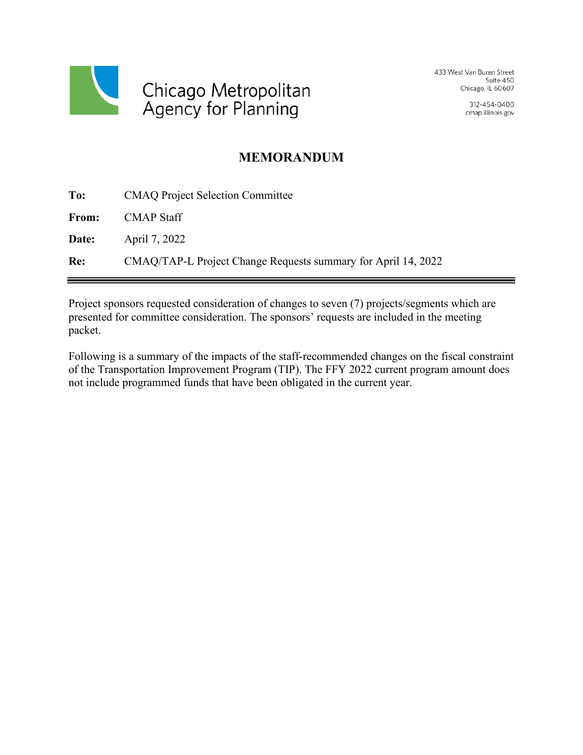Chicago Metropolitan Agency for Planning

433 West Van Buren Street
Suite 450
Chicago, IL 60607

312-454-0400
cmap.illinois.gov

# MEMORANDUM

**To:** CMAQ Project Selection Committee

**From:** CMAP Staff

**Date:** April 7, 2022

**Re:** CMAQ/TAP-L Project Change Requests summary for April 14, 2022

---

Project sponsors requested consideration of changes to seven (7) projects/segments which are presented for committee consideration. The sponsors' requests are included in the meeting packet.

Following is a summary of the impacts of the staff-recommended changes on the fiscal constraint of the Transportation Improvement Program (TIP). The FFY 2022 current program amount does not include programmed funds that have been obligated in the current year.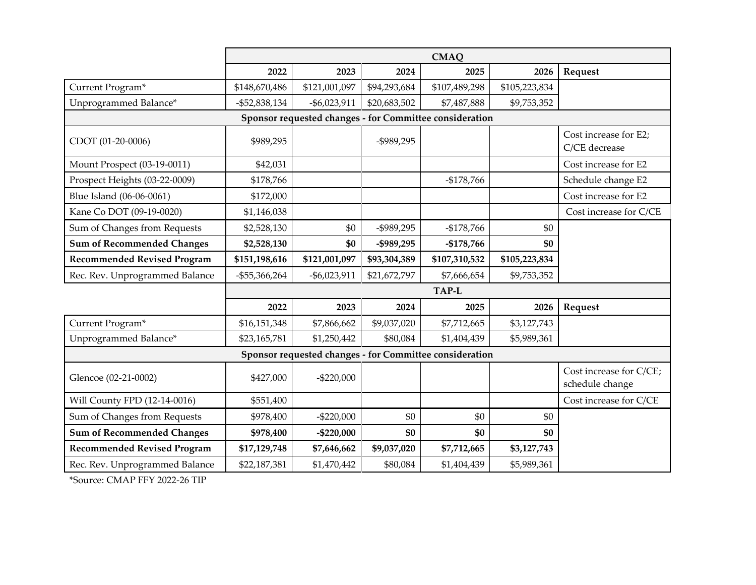| | CMAQ | | | | | |
|---|---|---|---|---|---|---|
| | 2022 | 2023 | 2024 | 2025 | 2026 | Request |
| Current Program* | $148,670,486 | $121,001,097 | $94,293,684 | $107,489,298 | $105,223,834 | |
| Unprogrammed Balance* | -$52,838,134 | -$6,023,911 | $20,683,502 | $7,487,888 | $9,753,352 | |
| **Sponsor requested changes - for Committee consideration** | | | | | | |
| CDOT (01-20-0006) | $989,295 | | -$989,295 | | | Cost increase for E2; C/CE decrease |
| Mount Prospect (03-19-0011) | $42,031 | | | | | Cost increase for E2 |
| Prospect Heights (03-22-0009) | $178,766 | | | -$178,766 | | Schedule change E2 |
| Blue Island (06-06-0061) | $172,000 | | | | | Cost increase for E2 |
| Kane Co DOT (09-19-0020) | $1,146,038 | | | | | Cost increase for C/CE |
| Sum of Changes from Requests | $2,528,130 | $0 | -$989,295 | -$178,766 | $0 | |
| **Sum of Recommended Changes** | **$2,528,130** | **$0** | **-$989,295** | **-$178,766** | **$0** | |
| **Recommended Revised Program** | **$151,198,616** | **$121,001,097** | **$93,304,389** | **$107,310,532** | **$105,223,834** | |
| Rec. Rev. Unprogrammed Balance | -$55,366,264 | -$6,023,911 | $21,672,797 | $7,666,654 | $9,753,352 | |

| | TAP-L | | | | | |
|---|---|---|---|---|---|---|
| | 2022 | 2023 | 2024 | 2025 | 2026 | Request |
| Current Program* | $16,151,348 | $7,866,662 | $9,037,020 | $7,712,665 | $3,127,743 | |
| Unprogrammed Balance* | $23,165,781 | $1,250,442 | $80,084 | $1,404,439 | $5,989,361 | |
| **Sponsor requested changes - for Committee consideration** | | | | | | |
| Glencoe (02-21-0002) | $427,000 | -$220,000 | | | | Cost increase for C/CE; schedule change |
| Will County FPD (12-14-0016) | $551,400 | | | | | Cost increase for C/CE |
| Sum of Changes from Requests | $978,400 | -$220,000 | $0 | $0 | $0 | |
| **Sum of Recommended Changes** | **$978,400** | **-$220,000** | **$0** | **$0** | **$0** | |
| **Recommended Revised Program** | **$17,129,748** | **$7,646,662** | **$9,037,020** | **$7,712,665** | **$3,127,743** | |
| Rec. Rev. Unprogrammed Balance | $22,187,381 | $1,470,442 | $80,084 | $1,404,439 | $5,989,361 | |

*Source: CMAP FFY 2022-26 TIP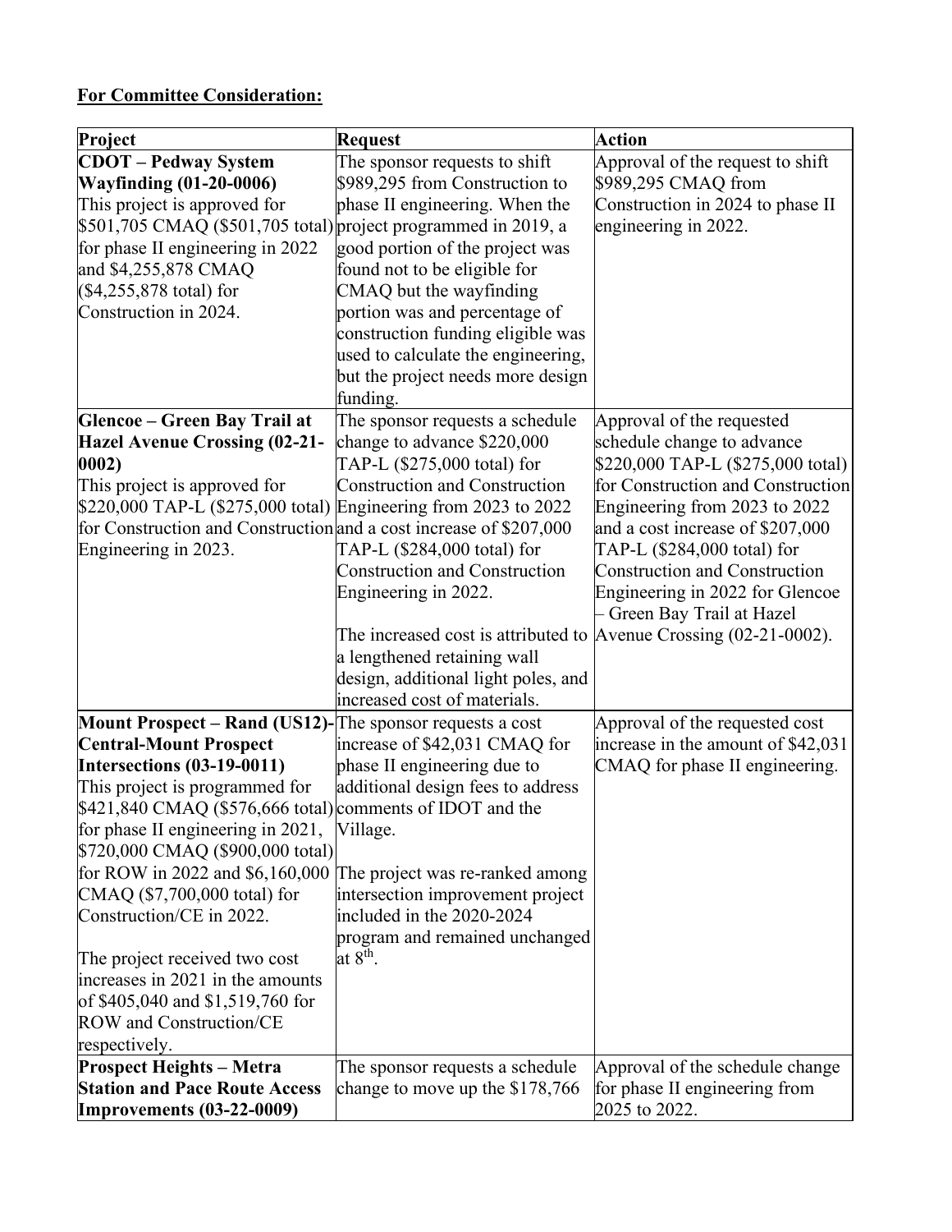**For Committee Consideration:**

| Project | Request | Action |
| --- | --- | --- |
| **CDOT – Pedway System Wayfinding (01-20-0006)**<br>This project is approved for \$501,705 CMAQ (\$501,705 total) for phase II engineering in 2022 and \$4,255,878 CMAQ (\$4,255,878 total) for Construction in 2024. | The sponsor requests to shift \$989,295 from Construction to phase II engineering. When the project programmed in 2019, a good portion of the project was found not to be eligible for CMAQ but the wayfinding portion was and percentage of construction funding eligible was used to calculate the engineering, but the project needs more design funding. | Approval of the request to shift \$989,295 CMAQ from Construction in 2024 to phase II engineering in 2022. |
| **Glencoe – Green Bay Trail at Hazel Avenue Crossing (02-21-0002)**<br>This project is approved for \$220,000 TAP-L (\$275,000 total) for Construction and Construction Engineering in 2023. | The sponsor requests a schedule change to advance \$220,000 TAP-L (\$275,000 total) for Construction and Construction Engineering from 2023 to 2022 and a cost increase of \$207,000 TAP-L (\$284,000 total) for Construction and Construction Engineering in 2022.<br><br>The increased cost is attributed to a lengthened retaining wall design, additional light poles, and increased cost of materials. | Approval of the requested schedule change to advance \$220,000 TAP-L (\$275,000 total) for Construction and Construction Engineering from 2023 to 2022 and a cost increase of \$207,000 TAP-L (\$284,000 total) for Construction and Construction Engineering in 2022 for Glencoe – Green Bay Trail at Hazel Avenue Crossing (02-21-0002). |
| **Mount Prospect – Rand (US12)-Central-Mount Prospect Intersections (03-19-0011)**<br>This project is programmed for \$421,840 CMAQ (\$576,666 total) for phase II engineering in 2021, \$720,000 CMAQ (\$900,000 total) for ROW in 2022 and \$6,160,000 CMAQ (\$7,700,000 total) for Construction/CE in 2022.<br><br>The project received two cost increases in 2021 in the amounts of \$405,040 and \$1,519,760 for ROW and Construction/CE respectively. | The sponsor requests a cost increase of \$42,031 CMAQ for phase II engineering due to additional design fees to address comments of IDOT and the Village.<br><br>The project was re-ranked among intersection improvement project included in the 2020-2024 program and remained unchanged at 8th. | Approval of the requested cost increase in the amount of \$42,031 CMAQ for phase II engineering. |
| **Prospect Heights – Metra Station and Pace Route Access Improvements (03-22-0009)** | The sponsor requests a schedule change to move up the \$178,766 | Approval of the schedule change for phase II engineering from 2025 to 2022. |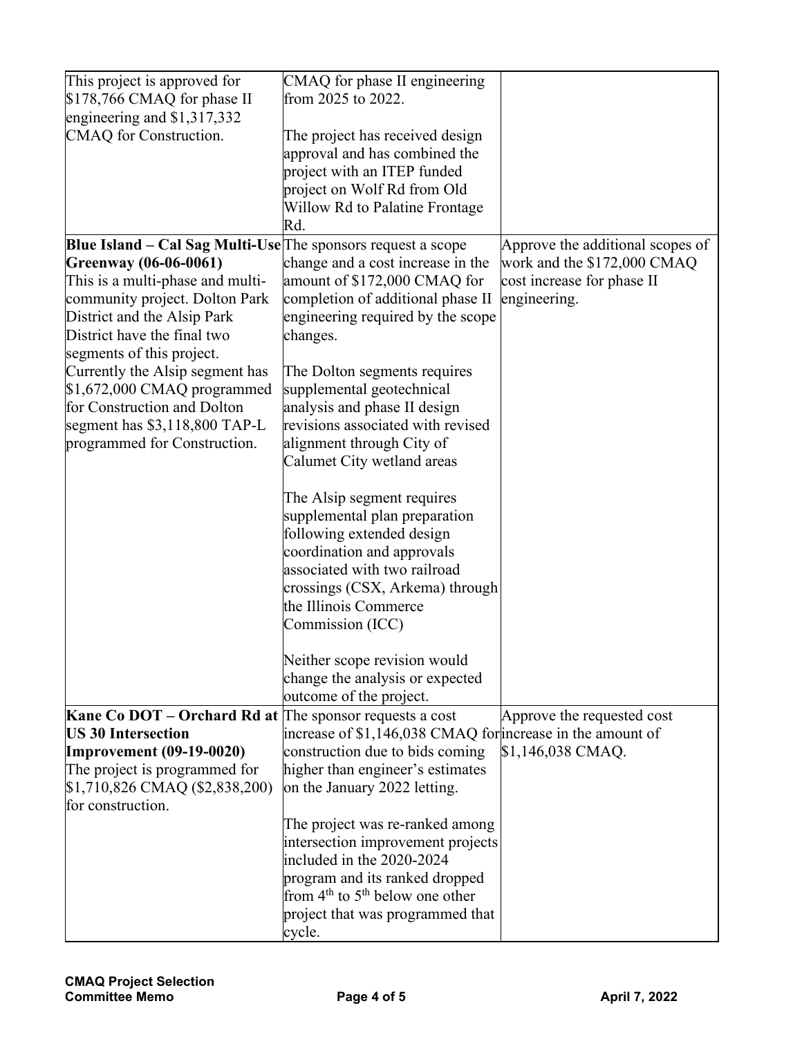| | | |
|---|---|---|
| This project is approved for \$178,766 CMAQ for phase II engineering and \$1,317,332 CMAQ for Construction. | CMAQ for phase II engineering from 2025 to 2022.<br><br>The project has received design approval and has combined the project with an ITEP funded project on Wolf Rd from Old Willow Rd to Palatine Frontage Rd. | |
| **Blue Island – Cal Sag Multi-Use Greenway (06-06-0061)**<br>This is a multi-phase and multi-community project. Dolton Park District and the Alsip Park District have the final two segments of this project.<br>Currently the Alsip segment has \$1,672,000 CMAQ programmed for Construction and Dolton segment has \$3,118,800 TAP-L programmed for Construction. | The sponsors request a scope change and a cost increase in the amount of \$172,000 CMAQ for completion of additional phase II engineering required by the scope changes.<br><br>The Dolton segments requires supplemental geotechnical analysis and phase II design revisions associated with revised alignment through City of Calumet City wetland areas<br><br>The Alsip segment requires supplemental plan preparation following extended design coordination and approvals associated with two railroad crossings (CSX, Arkema) through the Illinois Commerce Commission (ICC)<br><br>Neither scope revision would change the analysis or expected outcome of the project. | Approve the additional scopes of work and the \$172,000 CMAQ cost increase for phase II engineering. |
| **Kane Co DOT – Orchard Rd at US 30 Intersection Improvement (09-19-0020)**<br>The project is programmed for \$1,710,826 CMAQ (\$2,838,200) for construction. | The sponsor requests a cost increase of \$1,146,038 CMAQ for construction due to bids coming higher than engineer's estimates on the January 2022 letting.<br><br>The project was re-ranked among intersection improvement projects included in the 2020-2024 program and its ranked dropped from 4th to 5th below one other project that was programmed that cycle. | Approve the requested cost increase in the amount of \$1,146,038 CMAQ. |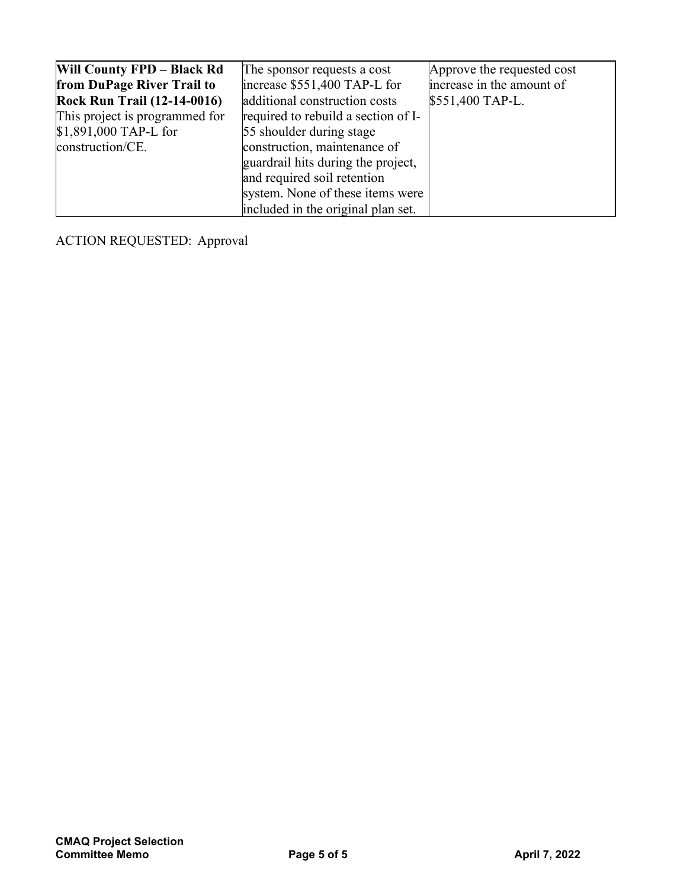| | | |
|---|---|---|
| **Will County FPD – Black Rd from DuPage River Trail to Rock Run Trail (12-14-0016)** This project is programmed for $1,891,000 TAP-L for construction/CE. | The sponsor requests a cost increase $551,400 TAP-L for additional construction costs required to rebuild a section of I-55 shoulder during stage construction, maintenance of guardrail hits during the project, and required soil retention system. None of these items were included in the original plan set. | Approve the requested cost increase in the amount of $551,400 TAP-L. |

ACTION REQUESTED: Approval